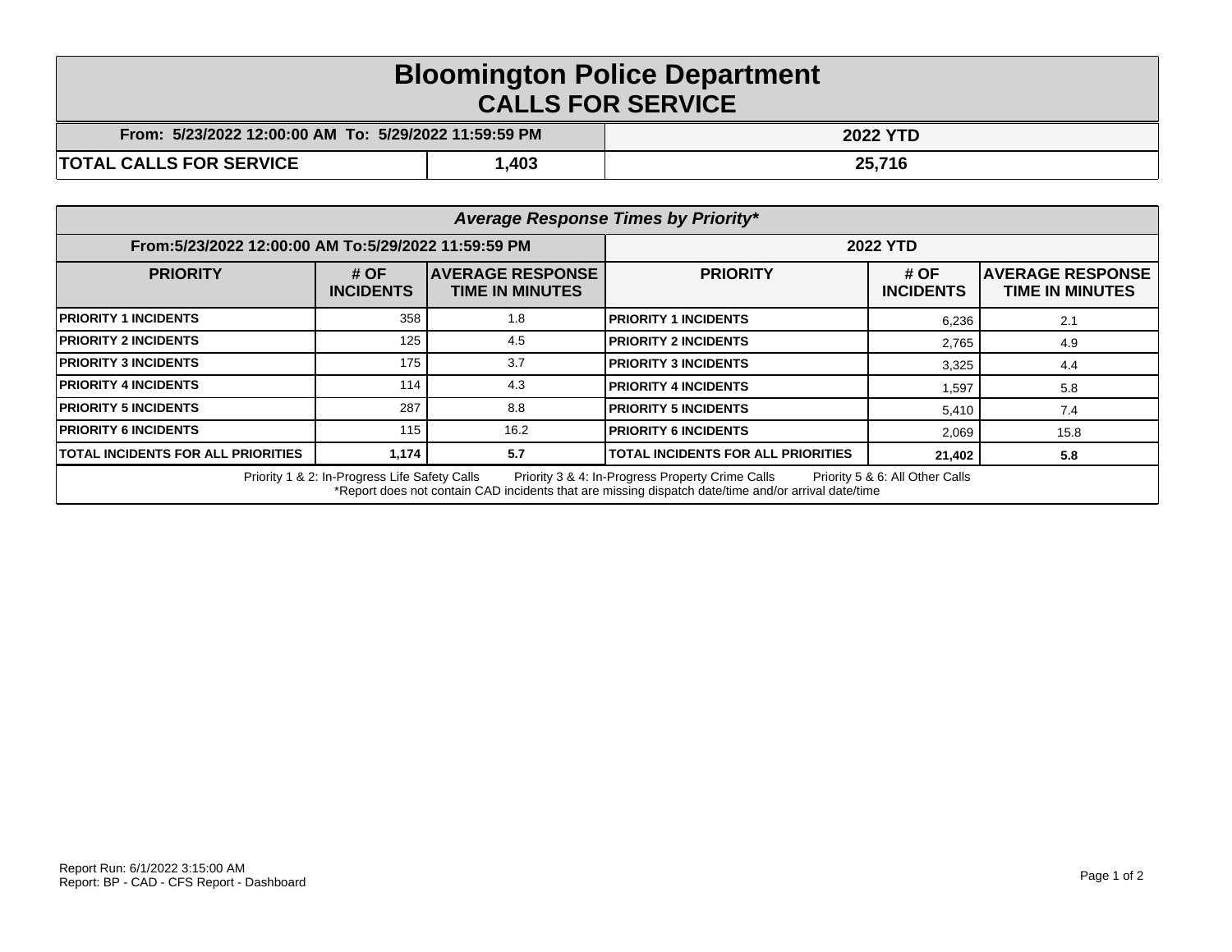# Bloomington Police Department

## CALLS FOR SERVICE

| From: 5/23/2022 12:00:00 AM To: 5/29/2022 11:59:59 PM | | 2022 YTD |
|---|---|---|
| **TOTAL CALLS FOR SERVICE** | **1,403** | **25,716** |

***Average Response Times by Priority****

| From:5/23/2022 12:00:00 AM To:5/29/2022 11:59:59 PM | | | 2022 YTD | | |
|---|---|---|---|---|---|
| **PRIORITY** | **# OF INCIDENTS** | **AVERAGE RESPONSE TIME IN MINUTES** | **PRIORITY** | **# OF INCIDENTS** | **AVERAGE RESPONSE TIME IN MINUTES** |
| **PRIORITY 1 INCIDENTS** | 358 | 1.8 | **PRIORITY 1 INCIDENTS** | 6,236 | 2.1 |
| **PRIORITY 2 INCIDENTS** | 125 | 4.5 | **PRIORITY 2 INCIDENTS** | 2,765 | 4.9 |
| **PRIORITY 3 INCIDENTS** | 175 | 3.7 | **PRIORITY 3 INCIDENTS** | 3,325 | 4.4 |
| **PRIORITY 4 INCIDENTS** | 114 | 4.3 | **PRIORITY 4 INCIDENTS** | 1,597 | 5.8 |
| **PRIORITY 5 INCIDENTS** | 287 | 8.8 | **PRIORITY 5 INCIDENTS** | 5,410 | 7.4 |
| **PRIORITY 6 INCIDENTS** | 115 | 16.2 | **PRIORITY 6 INCIDENTS** | 2,069 | 15.8 |
| **TOTAL INCIDENTS FOR ALL PRIORITIES** | **1,174** | **5.7** | **TOTAL INCIDENTS FOR ALL PRIORITIES** | **21,402** | **5.8** |

Priority 1 & 2: In-Progress Life Safety Calls Priority 3 & 4: In-Progress Property Crime Calls Priority 5 & 6: All Other Calls

*Report does not contain CAD incidents that are missing dispatch date/time and/or arrival date/time

Report Run: 6/1/2022 3:15:00 AM
Report: BP - CAD - CFS Report - Dashboard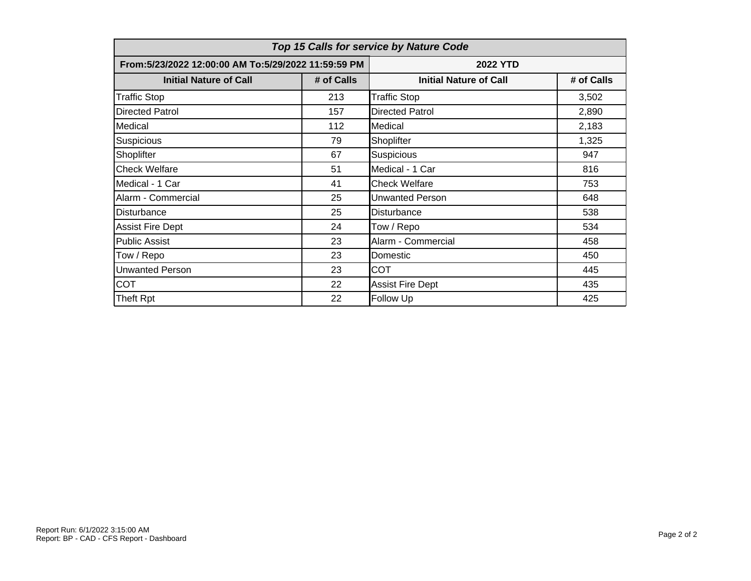| Top 15 Calls for service by Nature Code | | | |
|---|---|---|---|
| From:5/23/2022 12:00:00 AM To:5/29/2022 11:59:59 PM | | 2022 YTD | |
| **Initial Nature of Call** | **# of Calls** | **Initial Nature of Call** | **# of Calls** |
| Traffic Stop | 213 | Traffic Stop | 3,502 |
| Directed Patrol | 157 | Directed Patrol | 2,890 |
| Medical | 112 | Medical | 2,183 |
| Suspicious | 79 | Shoplifter | 1,325 |
| Shoplifter | 67 | Suspicious | 947 |
| Check Welfare | 51 | Medical - 1 Car | 816 |
| Medical - 1 Car | 41 | Check Welfare | 753 |
| Alarm - Commercial | 25 | Unwanted Person | 648 |
| Disturbance | 25 | Disturbance | 538 |
| Assist Fire Dept | 24 | Tow / Repo | 534 |
| Public Assist | 23 | Alarm - Commercial | 458 |
| Tow / Repo | 23 | Domestic | 450 |
| Unwanted Person | 23 | COT | 445 |
| COT | 22 | Assist Fire Dept | 435 |
| Theft Rpt | 22 | Follow Up | 425 |

Report Run: 6/1/2022 3:15:00 AM
Report: BP - CAD - CFS Report - Dashboard